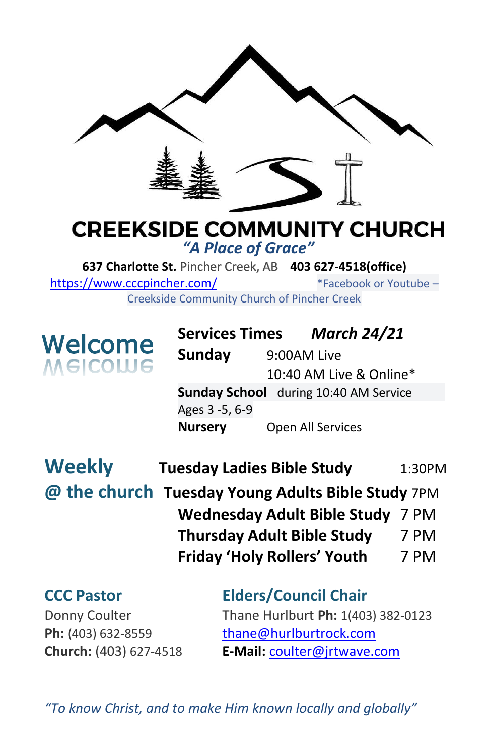# CREEKSIDE COMMUNITY CHURCH

*"A Place of Grace"*

**637 Charlotte St.** Pincher Creek, AB **403 627-4518(office)**

https://www.cccpincher.com/ *Facebook or Youtube – Creekside Community Church of Pincher Creek

## Welcome

| **Services Times** | ***March 24/21*** |
|---|---|
| **Sunday** | 9:00AM Live |
| | 10:40 AM Live & Online* |
| **Sunday School** Ages 3 -5, 6-9 | during 10:40 AM Service |
| **Nursery** | Open All Services |

## Weekly @ the church

| | |
|---|---|
| **Tuesday Ladies Bible Study** | 1:30PM |
| **Tuesday Young Adults Bible Study** | 7PM |
| **Wednesday Adult Bible Study** | 7 PM |
| **Thursday Adult Bible Study** | 7 PM |
| **Friday 'Holy Rollers' Youth** | 7 PM |

### CCC Pastor

Donny Coulter
**Ph:** (403) 632-8559
**Church:** (403) 627-4518

### Elders/Council Chair

Thane Hurlburt **Ph:** 1(403) 382-0123
thane@hurlburtrock.com
**E-Mail:** coulter@jrtwave.com

*"To know Christ, and to make Him known locally and globally"*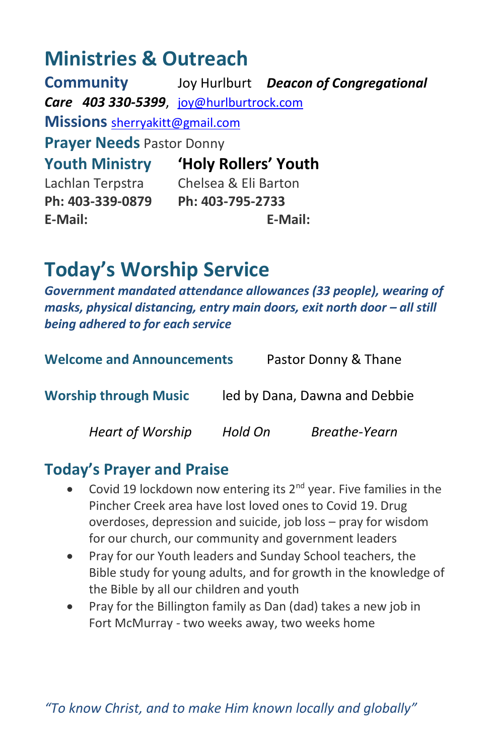## Ministries & Outreach

**Community** Joy Hurlburt ***Deacon of Congregational Care 403 330-5399***, joy@hurlburtrock.com

**Missions** sherryakitt@gmail.com

**Prayer Needs** Pastor Donny

| **Youth Ministry** | **'Holy Rollers' Youth** |
|---|---|
| Lachlan Terpstra | Chelsea & Eli Barton |
| **Ph: 403-339-0879** | **Ph: 403-795-2733** |
| **E-Mail:** | **E-Mail:** |

## Today's Worship Service

***Government mandated attendance allowances (33 people), wearing of masks, physical distancing, entry main doors, exit north door – all still being adhered to for each service***

**Welcome and Announcements** Pastor Donny & Thane

**Worship through Music** led by Dana, Dawna and Debbie

*Heart of Worship* *Hold On* *Breathe-Yearn*

### Today's Prayer and Praise

- Covid 19 lockdown now entering its 2nd year. Five families in the Pincher Creek area have lost loved ones to Covid 19. Drug overdoses, depression and suicide, job loss – pray for wisdom for our church, our community and government leaders
- Pray for our Youth leaders and Sunday School teachers, the Bible study for young adults, and for growth in the knowledge of the Bible by all our children and youth
- Pray for the Billington family as Dan (dad) takes a new job in Fort McMurray - two weeks away, two weeks home

*"To know Christ, and to make Him known locally and globally"*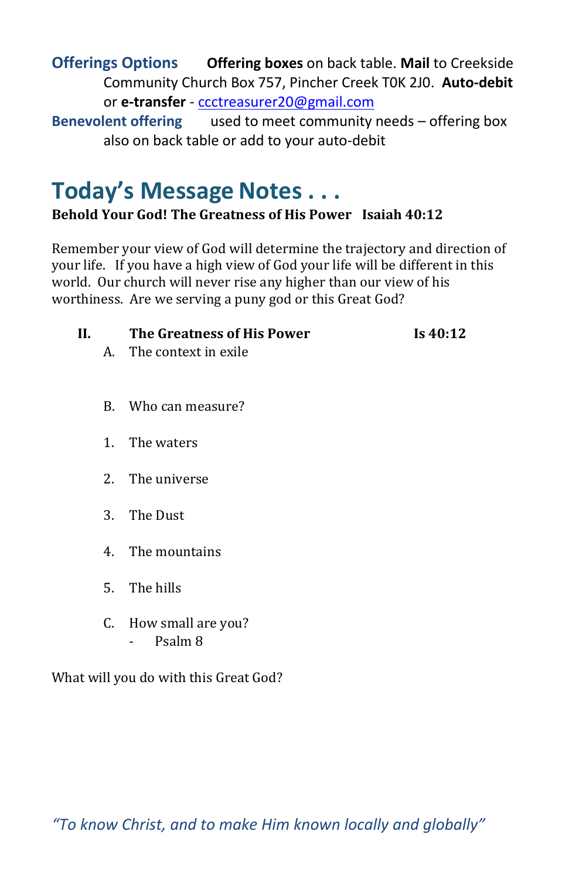**Offerings Options** **Offering boxes** on back table. **Mail** to Creekside Community Church Box 757, Pincher Creek T0K 2J0. **Auto-debit** or **e-transfer** - ccctreasurer20@gmail.com

**Benevolent offering** used to meet community needs – offering box also on back table or add to your auto-debit

# Today's Message Notes . . .

**Behold Your God! The Greatness of His Power Isaiah 40:12**

Remember your view of God will determine the trajectory and direction of your life. If you have a high view of God your life will be different in this world. Our church will never rise any higher than our view of his worthiness. Are we serving a puny god or this Great God?

**II. The Greatness of His Power** **Is 40:12**

A. The context in exile

B. Who can measure?

1. The waters
2. The universe
3. The Dust
4. The mountains
5. The hills

C. How small are you?
   - Psalm 8

What will you do with this Great God?

*"To know Christ, and to make Him known locally and globally"*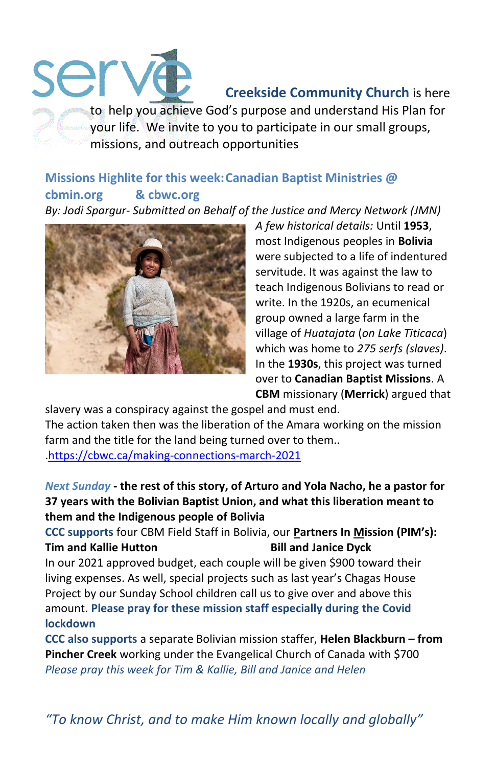serve

**Creekside Community Church** is here to help you achieve God's purpose and understand His Plan for your life. We invite to you to participate in our small groups, missions, and outreach opportunities

## Missions Highlite for this week: Canadian Baptist Ministries @ cbmin.org & cbwc.org

*By: Jodi Spargur- Submitted on Behalf of the Justice and Mercy Network (JMN)*

*A few historical details:* Until **1953**, most Indigenous peoples in **Bolivia** were subjected to a life of indentured servitude. It was against the law to teach Indigenous Bolivians to read or write. In the 1920s, an ecumenical group owned a large farm in the village of *Huatajata* (*on Lake Titicaca*) which was home to *275 serfs (slaves)*. In the **1930s**, this project was turned over to **Canadian Baptist Missions**. A **CBM** missionary (**Merrick**) argued that slavery was a conspiracy against the gospel and must end.

The action taken then was the liberation of the Amara working on the mission farm and the title for the land being turned over to them..

.https://cbwc.ca/making-connections-march-2021

***Next Sunday*** **- the rest of this story, of Arturo and Yola Nacho, he a pastor for 37 years with the Bolivian Baptist Union, and what this liberation meant to them and the Indigenous people of Bolivia**

**CCC supports** four CBM Field Staff in Bolivia, our **Partners In Mission (PIM's):**

**Tim and Kallie Hutton** **Bill and Janice Dyck**

In our 2021 approved budget, each couple will be given $900 toward their living expenses. As well, special projects such as last year's Chagas House Project by our Sunday School children call us to give over and above this amount. **Please pray for these mission staff especially during the Covid lockdown**

**CCC also supports** a separate Bolivian mission staffer, **Helen Blackburn – from Pincher Creek** working under the Evangelical Church of Canada with $700

*Please pray this week for Tim & Kallie, Bill and Janice and Helen*

*"To know Christ, and to make Him known locally and globally"*